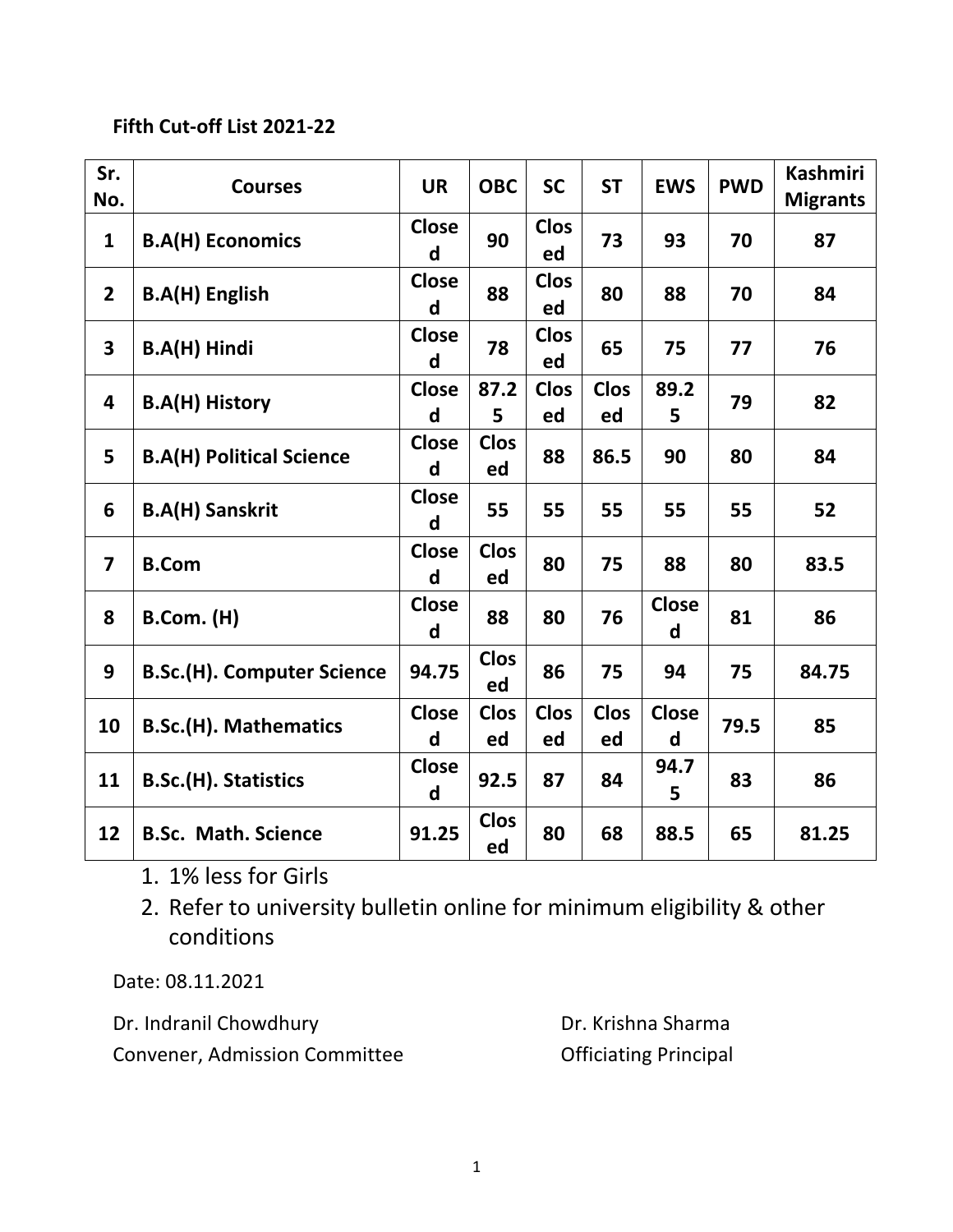**Fifth Cut-off List 2021-22**

| Sr. No. | Courses | UR | OBC | SC | ST | EWS | PWD | Kashmiri Migrants |
|---|---|---|---|---|---|---|---|---|
| 1 | B.A(H) Economics | Closed | 90 | Closed | 73 | 93 | 70 | 87 |
| 2 | B.A(H) English | Closed | 88 | Closed | 80 | 88 | 70 | 84 |
| 3 | B.A(H) Hindi | Closed | 78 | Closed | 65 | 75 | 77 | 76 |
| 4 | B.A(H) History | Closed | 87.25 | Closed | Closed | 89.25 | 79 | 82 |
| 5 | B.A(H) Political Science | Closed | Closed | 88 | 86.5 | 90 | 80 | 84 |
| 6 | B.A(H) Sanskrit | Closed | 55 | 55 | 55 | 55 | 55 | 52 |
| 7 | B.Com | Closed | Closed | 80 | 75 | 88 | 80 | 83.5 |
| 8 | B.Com. (H) | Closed | 88 | 80 | 76 | Closed | 81 | 86 |
| 9 | B.Sc.(H). Computer Science | 94.75 | Closed | 86 | 75 | 94 | 75 | 84.75 |
| 10 | B.Sc.(H). Mathematics | Closed | Closed | Closed | Closed | Closed | 79.5 | 85 |
| 11 | B.Sc.(H). Statistics | Closed | 92.5 | 87 | 84 | 94.75 | 83 | 86 |
| 12 | B.Sc. Math. Science | 91.25 | Closed | 80 | 68 | 88.5 | 65 | 81.25 |

1. 1% less for Girls
2. Refer to university bulletin online for minimum eligibility & other conditions

Date: 08.11.2021

Dr. Indranil Chowdhury
Convener, Admission Committee

Dr. Krishna Sharma
Officiating Principal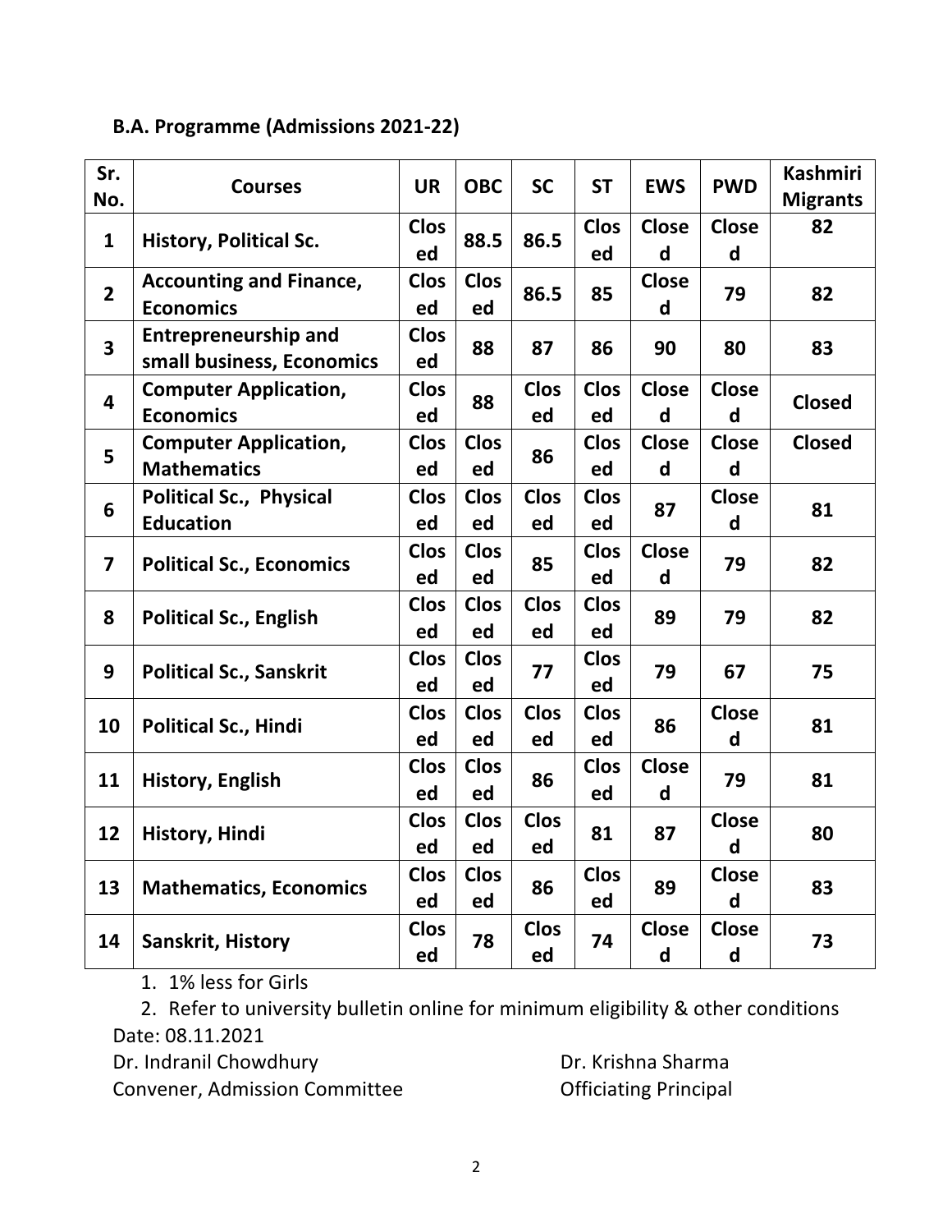**B.A. Programme (Admissions 2021-22)**

| Sr. No. | Courses | UR | OBC | SC | ST | EWS | PWD | Kashmiri Migrants |
|---|---|---|---|---|---|---|---|---|
| 1 | History, Political Sc. | Closed | 88.5 | 86.5 | Closed | Closed | Closed | 82 |
| 2 | Accounting and Finance, Economics | Closed | Closed | 86.5 | 85 | Closed | 79 | 82 |
| 3 | Entrepreneurship and small business, Economics | Closed | 88 | 87 | 86 | 90 | 80 | 83 |
| 4 | Computer Application, Economics | Closed | 88 | Closed | Closed | Closed | Closed | Closed |
| 5 | Computer Application, Mathematics | Closed | Closed | 86 | Closed | Closed | Closed | Closed |
| 6 | Political Sc., Physical Education | Closed | Closed | Closed | Closed | 87 | Closed | 81 |
| 7 | Political Sc., Economics | Closed | Closed | 85 | Closed | Closed | 79 | 82 |
| 8 | Political Sc., English | Closed | Closed | Closed | Closed | 89 | 79 | 82 |
| 9 | Political Sc., Sanskrit | Closed | Closed | 77 | Closed | 79 | 67 | 75 |
| 10 | Political Sc., Hindi | Closed | Closed | Closed | Closed | 86 | Closed | 81 |
| 11 | History, English | Closed | Closed | 86 | Closed | Closed | 79 | 81 |
| 12 | History, Hindi | Closed | Closed | Closed | 81 | 87 | Closed | 80 |
| 13 | Mathematics, Economics | Closed | Closed | 86 | Closed | 89 | Closed | 83 |
| 14 | Sanskrit, History | Closed | 78 | Closed | 74 | Closed | Closed | 73 |

1. 1% less for Girls
2. Refer to university bulletin online for minimum eligibility & other conditions

Date: 08.11.2021

Dr. Indranil Chowdhury
Convener, Admission Committee

Dr. Krishna Sharma
Officiating Principal